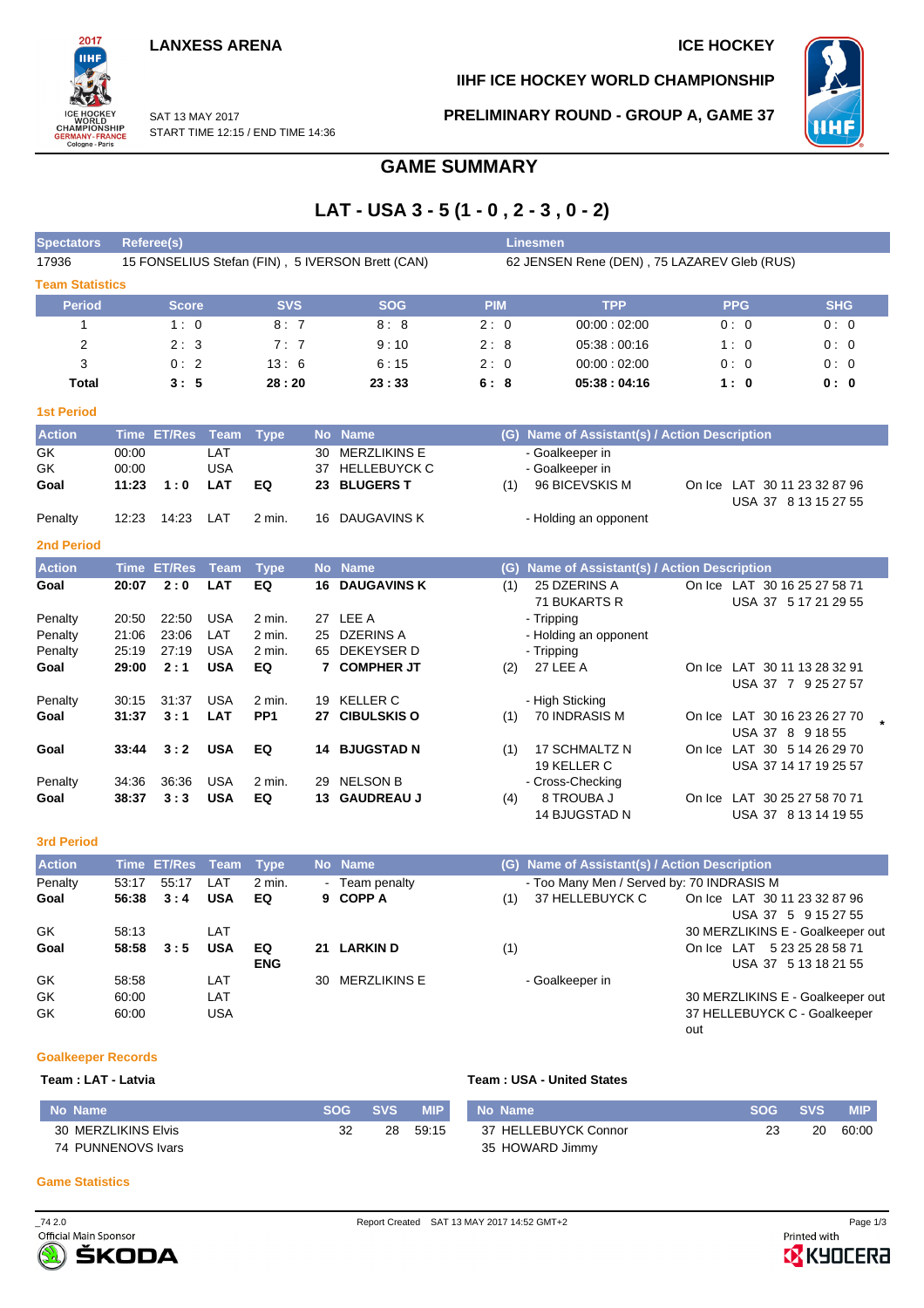LANXESS ARENA

ICE HOCKEY

IIHF ICE HOCKEY WORLD CHAMPIONSHIP

SAT 13 MAY 2017
START TIME 12:15 / END TIME 14:36

PRELIMINARY ROUND - GROUP A, GAME 37

# GAME SUMMARY

## LAT - USA 3 - 5 (1 - 0 , 2 - 3 , 0 - 2)

| Spectators | Referee(s) | Linesmen |
|---|---|---|
| 17936 | 15 FONSELIUS Stefan (FIN) , 5 IVERSON Brett (CAN) | 62 JENSEN Rene (DEN) , 75 LAZAREV Gleb (RUS) |

### Team Statistics

| Period | Score | SVS | SOG | PIM | TPP | PPG | SHG |
|---|---|---|---|---|---|---|---|
| 1 | 1 : 0 | 8 : 7 | 8 : 8 | 2 : 0 | 00:00 : 02:00 | 0 : 0 | 0 : 0 |
| 2 | 2 : 3 | 7 : 7 | 9 : 10 | 2 : 8 | 05:38 : 00:16 | 1 : 0 | 0 : 0 |
| 3 | 0 : 2 | 13 : 6 | 6 : 15 | 2 : 0 | 00:00 : 02:00 | 0 : 0 | 0 : 0 |
| **Total** | **3 : 5** | **28 : 20** | **23 : 33** | **6 : 8** | **05:38 : 04:16** | **1 : 0** | **0 : 0** |

### 1st Period

| Action | Time | ET/Res | Team | Type | No | Name | (G) | Name of Assistant(s) / Action Description | |
|---|---|---|---|---|---|---|---|---|---|
| GK | 00:00 | | LAT | | 30 | MERZLIKINS E | | - Goalkeeper in | |
| GK | 00:00 | | USA | | 37 | HELLEBUYCK C | | - Goalkeeper in | |
| **Goal** | **11:23** | **1 : 0** | **LAT** | **EQ** | **23** | **BLUGERS T** | (1) | 96 BICEVSKIS M | On Ice LAT 30 11 23 32 87 96 USA 37 8 13 15 27 55 |
| Penalty | 12:23 | 14:23 | LAT | 2 min. | 16 | DAUGAVINS K | | - Holding an opponent | |

### 2nd Period

| Action | Time | ET/Res | Team | Type | No | Name | (G) | Name of Assistant(s) / Action Description | |
|---|---|---|---|---|---|---|---|---|---|
| **Goal** | **20:07** | **2 : 0** | **LAT** | **EQ** | **16** | **DAUGAVINS K** | (1) | 25 DZERINS A, 71 BUKARTS R | On Ice LAT 30 16 25 27 58 71 USA 37 5 17 21 29 55 |
| Penalty | 20:50 | 22:50 | USA | 2 min. | 27 | LEE A | | - Tripping | |
| Penalty | 21:06 | 23:06 | LAT | 2 min. | 25 | DZERINS A | | - Holding an opponent | |
| Penalty | 25:19 | 27:19 | USA | 2 min. | 65 | DEKEYSER D | | - Tripping | |
| **Goal** | **29:00** | **2 : 1** | **USA** | **EQ** | **7** | **COMPHER JT** | (2) | 27 LEE A | On Ice LAT 30 11 13 28 32 91 USA 37 7 9 25 27 57 |
| Penalty | 30:15 | 31:37 | USA | 2 min. | 19 | KELLER C | | - High Sticking | |
| **Goal** | **31:37** | **3 : 1** | **LAT** | **PP1** | **27** | **CIBULSKIS O** | (1) | 70 INDRASIS M | On Ice LAT 30 16 23 26 27 70 USA 37 8 9 18 55 * |
| **Goal** | **33:44** | **3 : 2** | **USA** | **EQ** | **14** | **BJUGSTAD N** | (1) | 17 SCHMALTZ N, 19 KELLER C | On Ice LAT 30 5 14 26 29 70 USA 37 14 17 19 25 57 |
| Penalty | 34:36 | 36:36 | USA | 2 min. | 29 | NELSON B | | - Cross-Checking | |
| **Goal** | **38:37** | **3 : 3** | **USA** | **EQ** | **13** | **GAUDREAU J** | (4) | 8 TROUBA J, 14 BJUGSTAD N | On Ice LAT 30 25 27 58 70 71 USA 37 8 13 14 19 55 |

### 3rd Period

| Action | Time | ET/Res | Team | Type | No | Name | (G) | Name of Assistant(s) / Action Description | |
|---|---|---|---|---|---|---|---|---|---|
| Penalty | 53:17 | 55:17 | LAT | 2 min. | - | Team penalty | | - Too Many Men / Served by: 70 INDRASIS M | |
| **Goal** | **56:38** | **3 : 4** | **USA** | **EQ** | **9** | **COPP A** | (1) | 37 HELLEBUYCK C | On Ice LAT 30 11 23 32 87 96 USA 37 5 9 15 27 55 |
| GK | 58:13 | | LAT | | | | | | 30 MERZLIKINS E - Goalkeeper out |
| **Goal** | **58:58** | **3 : 5** | **USA** | **EQ ENG** | **21** | **LARKIN D** | (1) | | On Ice LAT 5 23 25 28 58 71 USA 37 5 13 18 21 55 |
| GK | 58:58 | | LAT | | 30 | MERZLIKINS E | | - Goalkeeper in | |
| GK | 60:00 | | LAT | | | | | | 30 MERZLIKINS E - Goalkeeper out |
| GK | 60:00 | | USA | | | | | | 37 HELLEBUYCK C - Goalkeeper out |

### Goalkeeper Records

**Team : LAT - Latvia**

| No Name | SOG | SVS | MIP |
|---|---|---|---|
| 30 MERZLIKINS Elvis | 32 | 28 | 59:15 |
| 74 PUNNENOVS Ivars | | | |

**Team : USA - United States**

| No Name | SOG | SVS | MIP |
|---|---|---|---|
| 37 HELLEBUYCK Connor | 23 | 20 | 60:00 |
| 35 HOWARD Jimmy | | | |

### Game Statistics

_74 2.0    Report Created SAT 13 MAY 2017 14:52 GMT+2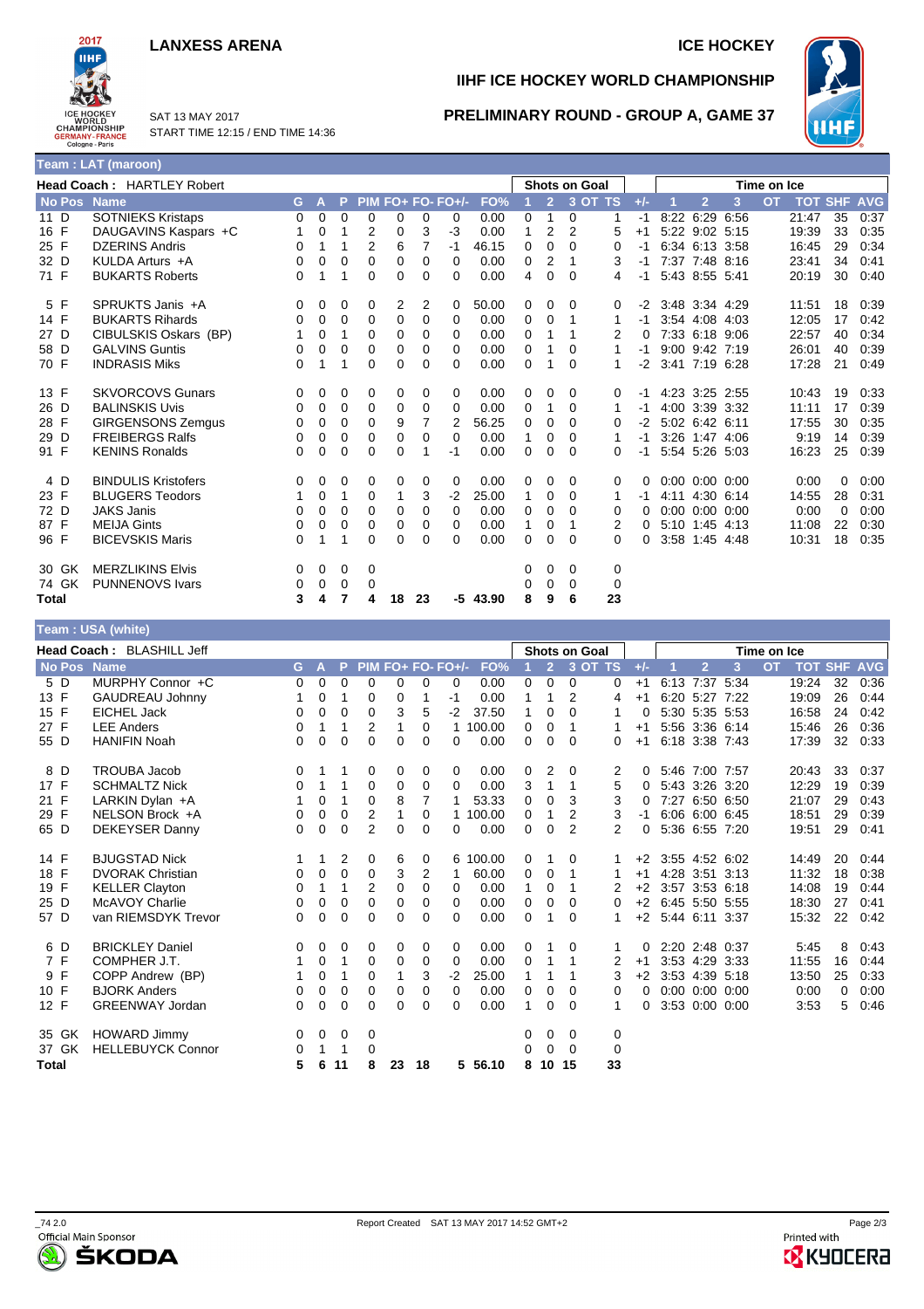# LANXESS ARENA

ICE HOCKEY

## IIHF ICE HOCKEY WORLD CHAMPIONSHIP

SAT 13 MAY 2017
START TIME 12:15 / END TIME 14:36

## PRELIMINARY ROUND - GROUP A, GAME 37

### Team : LAT (maroon)

**Head Coach :** HARTLEY Robert

| No | Pos | Name | G | A | P | PIM | FO+ | FO- | FO+/- | FO% | SOG 1 | SOG 2 | SOG 3 | SOG OT | SOG TS | +/- | TOI 1 | TOI 2 | TOI 3 | TOI OT | TOT | SHF | AVG |
|---|---|---|---|---|---|---|---|---|---|---|---|---|---|---|---|---|---|---|---|---|---|---|---|
| 11 | D | SOTNIEKS Kristaps | 0 | 0 | 0 | 0 | 0 | 0 | 0 | 0.00 | 0 | 1 | 0 | | 1 | -1 | 8:22 | 6:29 | 6:56 | | 21:47 | 35 | 0:37 |
| 16 | F | DAUGAVINS Kaspars +C | 1 | 0 | 1 | 2 | 0 | 3 | -3 | 0.00 | 1 | 2 | 2 | | 5 | +1 | 5:22 | 9:02 | 5:15 | | 19:39 | 33 | 0:35 |
| 25 | F | DZERINS Andris | 0 | 1 | 1 | 2 | 6 | 7 | -1 | 46.15 | 0 | 0 | 0 | | 0 | -1 | 6:34 | 6:13 | 3:58 | | 16:45 | 29 | 0:34 |
| 32 | D | KULDA Arturs +A | 0 | 0 | 0 | 0 | 0 | 0 | 0 | 0.00 | 0 | 2 | 1 | | 3 | -1 | 7:37 | 7:48 | 8:16 | | 23:41 | 34 | 0:41 |
| 71 | F | BUKARTS Roberts | 0 | 1 | 1 | 0 | 0 | 0 | 0 | 0.00 | 4 | 0 | 0 | | 4 | -1 | 5:43 | 8:55 | 5:41 | | 20:19 | 30 | 0:40 |
| 5 | F | SPRUKTS Janis +A | 0 | 0 | 0 | 0 | 2 | 2 | 0 | 50.00 | 0 | 0 | 0 | | 0 | -2 | 3:48 | 3:34 | 4:29 | | 11:51 | 18 | 0:39 |
| 14 | F | BUKARTS Rihards | 0 | 0 | 0 | 0 | 0 | 0 | 0 | 0.00 | 0 | 0 | 1 | | 1 | -1 | 3:54 | 4:08 | 4:03 | | 12:05 | 17 | 0:42 |
| 27 | D | CIBULSKIS Oskars (BP) | 1 | 0 | 1 | 0 | 0 | 0 | 0 | 0.00 | 0 | 1 | 1 | | 2 | 0 | 7:33 | 6:18 | 9:06 | | 22:57 | 40 | 0:34 |
| 58 | D | GALVINS Guntis | 0 | 0 | 0 | 0 | 0 | 0 | 0 | 0.00 | 0 | 1 | 0 | | 1 | -1 | 9:00 | 9:42 | 7:19 | | 26:01 | 40 | 0:39 |
| 70 | F | INDRASIS Miks | 0 | 1 | 1 | 0 | 0 | 0 | 0 | 0.00 | 0 | 1 | 0 | | 1 | -2 | 3:41 | 7:19 | 6:28 | | 17:28 | 21 | 0:49 |
| 13 | F | SKVORCOVS Gunars | 0 | 0 | 0 | 0 | 0 | 0 | 0 | 0.00 | 0 | 0 | 0 | | 0 | -1 | 4:23 | 3:25 | 2:55 | | 10:43 | 19 | 0:33 |
| 26 | D | BALINSKIS Uvis | 0 | 0 | 0 | 0 | 0 | 0 | 0 | 0.00 | 0 | 1 | 0 | | 1 | -1 | 4:00 | 3:39 | 3:32 | | 11:11 | 17 | 0:39 |
| 28 | F | GIRGENSONS Zemgus | 0 | 0 | 0 | 0 | 9 | 7 | 2 | 56.25 | 0 | 0 | 0 | | 0 | -2 | 5:02 | 6:42 | 6:11 | | 17:55 | 30 | 0:35 |
| 29 | D | FREIBERGS Ralfs | 0 | 0 | 0 | 0 | 0 | 0 | 0 | 0.00 | 1 | 0 | 0 | | 1 | -1 | 3:26 | 1:47 | 4:06 | | 9:19 | 14 | 0:39 |
| 91 | F | KENINS Ronalds | 0 | 0 | 0 | 0 | 0 | 1 | -1 | 0.00 | 0 | 0 | 0 | | 0 | -1 | 5:54 | 5:26 | 5:03 | | 16:23 | 25 | 0:39 |
| 4 | D | BINDULIS Kristofers | 0 | 0 | 0 | 0 | 0 | 0 | 0 | 0.00 | 0 | 0 | 0 | | 0 | 0 | 0:00 | 0:00 | 0:00 | | 0:00 | 0 | 0:00 |
| 23 | F | BLUGERS Teodors | 1 | 0 | 1 | 0 | 1 | 3 | -2 | 25.00 | 1 | 0 | 0 | | 1 | -1 | 4:11 | 4:30 | 6:14 | | 14:55 | 28 | 0:31 |
| 72 | D | JAKS Janis | 0 | 0 | 0 | 0 | 0 | 0 | 0 | 0.00 | 0 | 0 | 0 | | 0 | 0 | 0:00 | 0:00 | 0:00 | | 0:00 | 0 | 0:00 |
| 87 | F | MEIJA Gints | 0 | 0 | 0 | 0 | 0 | 0 | 0 | 0.00 | 1 | 0 | 1 | | 2 | 0 | 5:10 | 1:45 | 4:13 | | 11:08 | 22 | 0:30 |
| 96 | F | BICEVSKIS Maris | 0 | 1 | 1 | 0 | 0 | 0 | 0 | 0.00 | 0 | 0 | 0 | | 0 | 0 | 3:58 | 1:45 | 4:48 | | 10:31 | 18 | 0:35 |
| 30 | GK | MERZLIKINS Elvis | 0 | 0 | 0 | 0 | | | | | 0 | 0 | 0 | | 0 | | | | | | | | |
| 74 | GK | PUNNENOVS Ivars | 0 | 0 | 0 | 0 | | | | | 0 | 0 | 0 | | 0 | | | | | | | | |
| **Total** | | | **3** | **4** | **7** | **4** | **18** | **23** | **-5** | **43.90** | **8** | **9** | **6** | | **23** | | | | | | | | |

### Team : USA (white)

**Head Coach :** BLASHILL Jeff

| No | Pos | Name | G | A | P | PIM | FO+ | FO- | FO+/- | FO% | SOG 1 | SOG 2 | SOG 3 | SOG OT | SOG TS | +/- | TOI 1 | TOI 2 | TOI 3 | TOI OT | TOT | SHF | AVG |
|---|---|---|---|---|---|---|---|---|---|---|---|---|---|---|---|---|---|---|---|---|---|---|---|
| 5 | D | MURPHY Connor +C | 0 | 0 | 0 | 0 | 0 | 0 | 0 | 0.00 | 0 | 0 | 0 | | 0 | +1 | 6:13 | 7:37 | 5:34 | | 19:24 | 32 | 0:36 |
| 13 | F | GAUDREAU Johnny | 1 | 0 | 1 | 0 | 0 | 1 | -1 | 0.00 | 1 | 1 | 2 | | 4 | +1 | 6:20 | 5:27 | 7:22 | | 19:09 | 26 | 0:44 |
| 15 | F | EICHEL Jack | 0 | 0 | 0 | 0 | 3 | 5 | -2 | 37.50 | 1 | 0 | 0 | | 1 | 0 | 5:30 | 5:35 | 5:53 | | 16:58 | 24 | 0:42 |
| 27 | F | LEE Anders | 0 | 1 | 1 | 2 | 1 | 0 | 1 | 100.00 | 0 | 0 | 1 | | 1 | +1 | 5:56 | 3:36 | 6:14 | | 15:46 | 26 | 0:36 |
| 55 | D | HANIFIN Noah | 0 | 0 | 0 | 0 | 0 | 0 | 0 | 0.00 | 0 | 0 | 0 | | 0 | +1 | 6:18 | 3:38 | 7:43 | | 17:39 | 32 | 0:33 |
| 8 | D | TROUBA Jacob | 0 | 1 | 1 | 0 | 0 | 0 | 0 | 0.00 | 0 | 2 | 0 | | 2 | 0 | 5:46 | 7:00 | 7:57 | | 20:43 | 33 | 0:37 |
| 17 | F | SCHMALTZ Nick | 0 | 1 | 1 | 0 | 0 | 0 | 0 | 0.00 | 3 | 1 | 1 | | 5 | 0 | 5:43 | 3:26 | 3:20 | | 12:29 | 19 | 0:39 |
| 21 | F | LARKIN Dylan +A | 1 | 0 | 1 | 0 | 8 | 7 | 1 | 53.33 | 0 | 0 | 3 | | 3 | 0 | 7:27 | 6:50 | 6:50 | | 21:07 | 29 | 0:43 |
| 29 | F | NELSON Brock +A | 0 | 0 | 0 | 2 | 1 | 0 | 1 | 100.00 | 0 | 1 | 2 | | 3 | -1 | 6:06 | 6:00 | 6:45 | | 18:51 | 29 | 0:39 |
| 65 | D | DEKEYSER Danny | 0 | 0 | 0 | 2 | 0 | 0 | 0 | 0.00 | 0 | 0 | 2 | | 2 | 0 | 5:36 | 6:55 | 7:20 | | 19:51 | 29 | 0:41 |
| 14 | F | BJUGSTAD Nick | 1 | 1 | 2 | 0 | 6 | 0 | 6 | 100.00 | 0 | 1 | 0 | | 1 | +2 | 3:55 | 4:52 | 6:02 | | 14:49 | 20 | 0:44 |
| 18 | F | DVORAK Christian | 0 | 0 | 0 | 0 | 3 | 2 | 1 | 60.00 | 0 | 0 | 1 | | 1 | +1 | 4:28 | 3:51 | 3:13 | | 11:32 | 18 | 0:38 |
| 19 | F | KELLER Clayton | 0 | 1 | 1 | 2 | 0 | 0 | 0 | 0.00 | 1 | 0 | 1 | | 2 | +2 | 3:57 | 3:53 | 6:18 | | 14:08 | 19 | 0:44 |
| 25 | D | McAVOY Charlie | 0 | 0 | 0 | 0 | 0 | 0 | 0 | 0.00 | 0 | 0 | 0 | | 0 | +2 | 6:45 | 5:50 | 5:55 | | 18:30 | 27 | 0:41 |
| 57 | D | van RIEMSDYK Trevor | 0 | 0 | 0 | 0 | 0 | 0 | 0 | 0.00 | 0 | 1 | 0 | | 1 | +2 | 5:44 | 6:11 | 3:37 | | 15:32 | 22 | 0:42 |
| 6 | D | BRICKLEY Daniel | 0 | 0 | 0 | 0 | 0 | 0 | 0 | 0.00 | 0 | 1 | 0 | | 1 | 0 | 2:20 | 2:48 | 0:37 | | 5:45 | 8 | 0:43 |
| 7 | F | COMPHER J.T. | 1 | 0 | 1 | 0 | 0 | 0 | 0 | 0.00 | 0 | 1 | 1 | | 2 | +1 | 3:53 | 4:29 | 3:33 | | 11:55 | 16 | 0:44 |
| 9 | F | COPP Andrew (BP) | 1 | 0 | 1 | 0 | 1 | 3 | -2 | 25.00 | 1 | 1 | 1 | | 3 | +2 | 3:53 | 4:39 | 5:18 | | 13:50 | 25 | 0:33 |
| 10 | F | BJORK Anders | 0 | 0 | 0 | 0 | 0 | 0 | 0 | 0.00 | 0 | 0 | 0 | | 0 | 0 | 0:00 | 0:00 | 0:00 | | 0:00 | 0 | 0:00 |
| 12 | F | GREENWAY Jordan | 0 | 0 | 0 | 0 | 0 | 0 | 0 | 0.00 | 1 | 0 | 0 | | 1 | 0 | 3:53 | 0:00 | 0:00 | | 3:53 | 5 | 0:46 |
| 35 | GK | HOWARD Jimmy | 0 | 0 | 0 | 0 | | | | | 0 | 0 | 0 | | 0 | | | | | | | | |
| 37 | GK | HELLEBUYCK Connor | 0 | 1 | 1 | 0 | | | | | 0 | 0 | 0 | | 0 | | | | | | | | |
| **Total** | | | **5** | **6** | **11** | **8** | **23** | **18** | **5** | **56.10** | **8** | **10** | **15** | | **33** | | | | | | | | |

_74 2.0 Report Created SAT 13 MAY 2017 14:52 GMT+2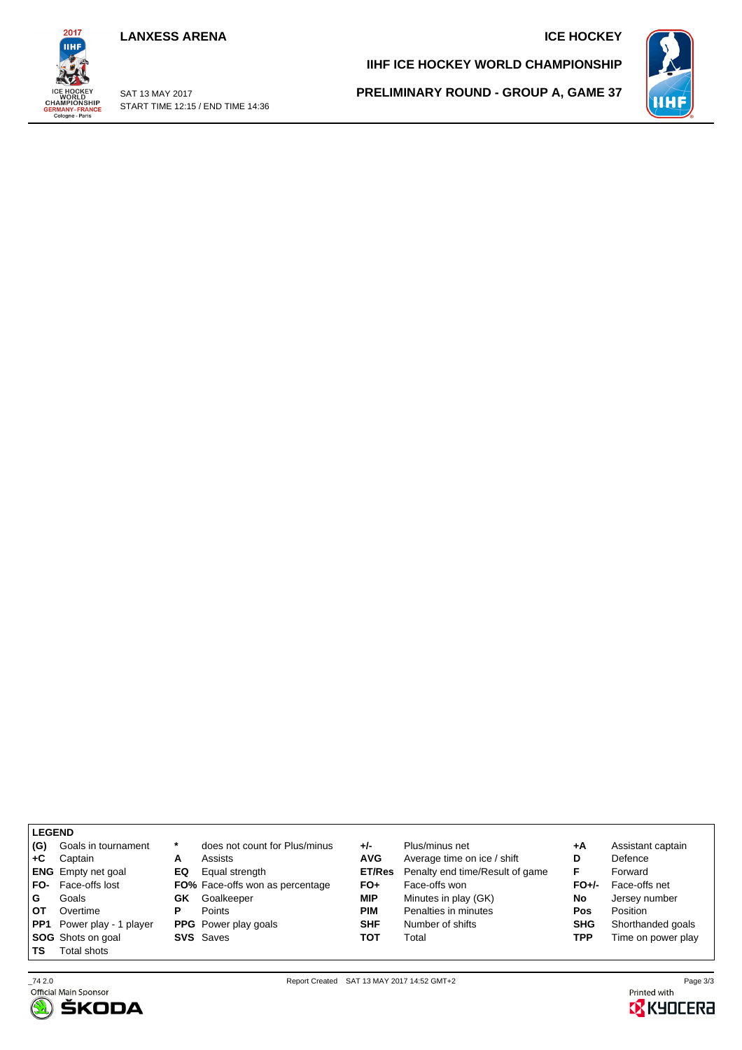## LEGEND

| | | | | | | | |
|---|---|---|---|---|---|---|---|
| **(G)** | Goals in tournament | **\*** | does not count for Plus/minus | **+/-** | Plus/minus net | **+A** | Assistant captain |
| **+C** | Captain | **A** | Assists | **AVG** | Average time on ice / shift | **D** | Defence |
| **ENG** | Empty net goal | **EQ** | Equal strength | **ET/Res** | Penalty end time/Result of game | **F** | Forward |
| **FO-** | Face-offs lost | **FO%** | Face-offs won as percentage | **FO+** | Face-offs won | **FO+/-** | Face-offs net |
| **G** | Goals | **GK** | Goalkeeper | **MIP** | Minutes in play (GK) | **No** | Jersey number |
| **OT** | Overtime | **P** | Points | **PIM** | Penalties in minutes | **Pos** | Position |
| **PP1** | Power play - 1 player | **PPG** | Power play goals | **SHF** | Number of shifts | **SHG** | Shorthanded goals |
| **SOG** | Shots on goal | **SVS** | Saves | **TOT** | Total | **TPP** | Time on power play |
| **TS** | Total shots | | | | | | |